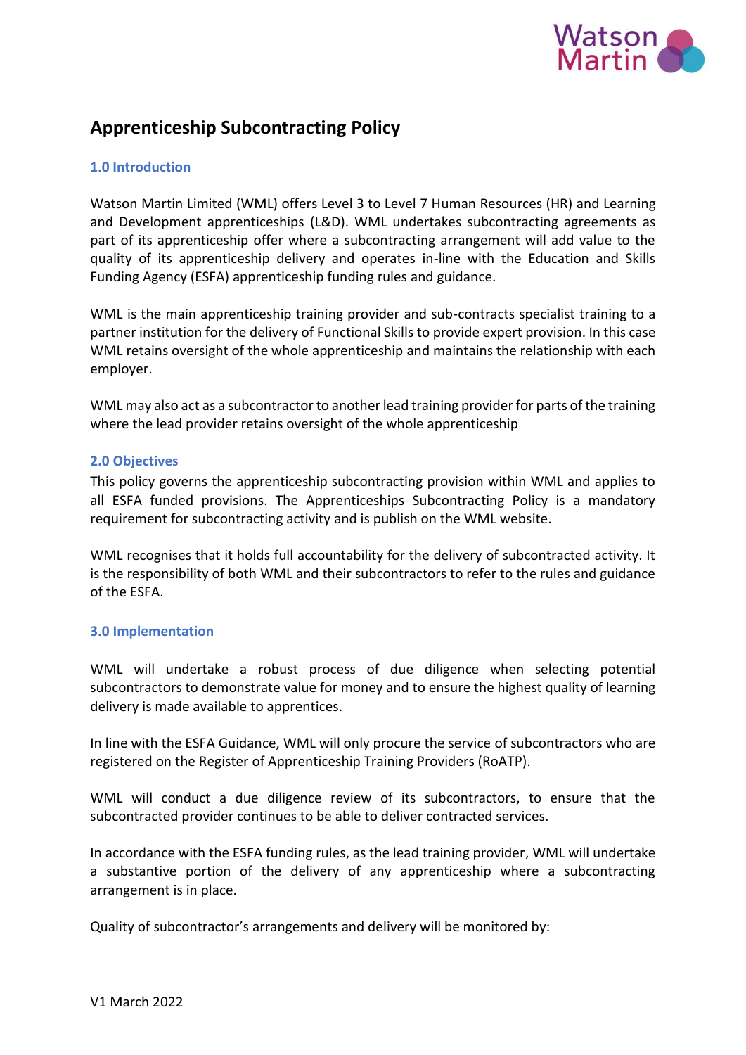# Apprenticeship Subcontracting Policy

### 1.0 Introduction

Watson Martin Limited (WML) offers Level 3 to Level 7 Human Resources (HR) and Learning and Development apprenticeships (L&D). WML undertakes subcontracting agreements as part of its apprenticeship offer where a subcontracting arrangement will add value to the quality of its apprenticeship delivery and operates in-line with the Education and Skills Funding Agency (ESFA) apprenticeship funding rules and guidance.

WML is the main apprenticeship training provider and sub-contracts specialist training to a partner institution for the delivery of Functional Skills to provide expert provision. In this case WML retains oversight of the whole apprenticeship and maintains the relationship with each employer.

WML may also act as a subcontractor to another lead training provider for parts of the training where the lead provider retains oversight of the whole apprenticeship

### 2.0 Objectives

This policy governs the apprenticeship subcontracting provision within WML and applies to all ESFA funded provisions. The Apprenticeships Subcontracting Policy is a mandatory requirement for subcontracting activity and is publish on the WML website.

WML recognises that it holds full accountability for the delivery of subcontracted activity. It is the responsibility of both WML and their subcontractors to refer to the rules and guidance of the ESFA.

### 3.0 Implementation

WML will undertake a robust process of due diligence when selecting potential subcontractors to demonstrate value for money and to ensure the highest quality of learning delivery is made available to apprentices.

In line with the ESFA Guidance, WML will only procure the service of subcontractors who are registered on the Register of Apprenticeship Training Providers (RoATP).

WML will conduct a due diligence review of its subcontractors, to ensure that the subcontracted provider continues to be able to deliver contracted services.

In accordance with the ESFA funding rules, as the lead training provider, WML will undertake a substantive portion of the delivery of any apprenticeship where a subcontracting arrangement is in place.

Quality of subcontractor's arrangements and delivery will be monitored by: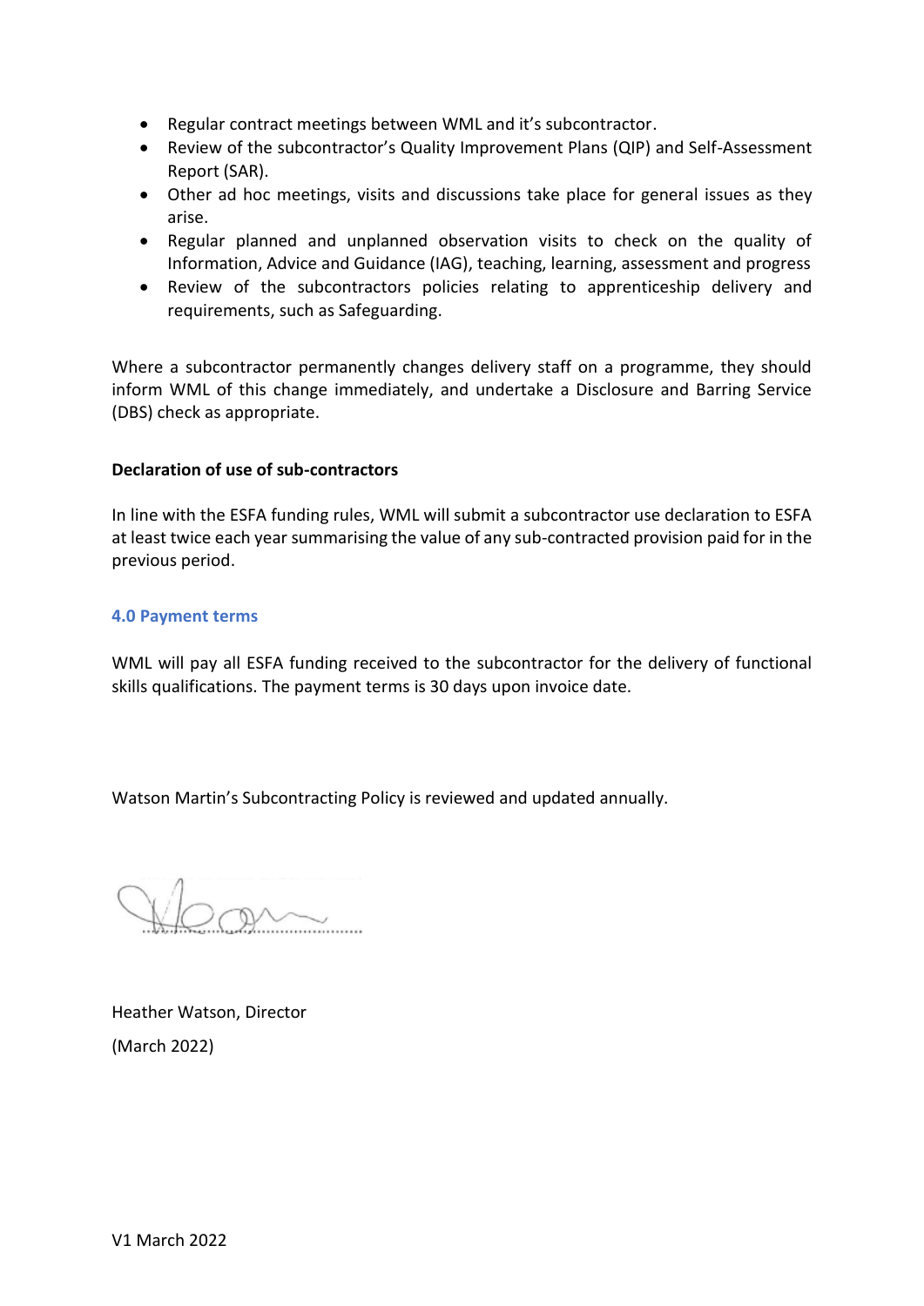- Regular contract meetings between WML and it's subcontractor.
- Review of the subcontractor's Quality Improvement Plans (QIP) and Self-Assessment Report (SAR).
- Other ad hoc meetings, visits and discussions take place for general issues as they arise.
- Regular planned and unplanned observation visits to check on the quality of Information, Advice and Guidance (IAG), teaching, learning, assessment and progress
- Review of the subcontractors policies relating to apprenticeship delivery and requirements, such as Safeguarding.

Where a subcontractor permanently changes delivery staff on a programme, they should inform WML of this change immediately, and undertake a Disclosure and Barring Service (DBS) check as appropriate.

**Declaration of use of sub-contractors**

In line with the ESFA funding rules, WML will submit a subcontractor use declaration to ESFA at least twice each year summarising the value of any sub-contracted provision paid for in the previous period.

### 4.0 Payment terms

WML will pay all ESFA funding received to the subcontractor for the delivery of functional skills qualifications. The payment terms is 30 days upon invoice date.

Watson Martin's Subcontracting Policy is reviewed and updated annually.

Heather Watson, Director

(March 2022)

V1 March 2022